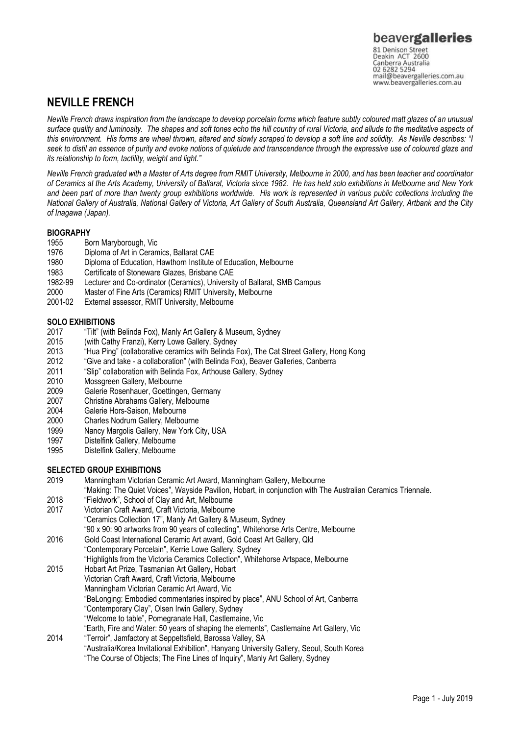beavergalleries

81 Denison Street
Deakin ACT 2600
Canberra Australia
02 6282 5294
mail@beavergalleries.com.au
www.beavergalleries.com.au

# NEVILLE FRENCH

*Neville French draws inspiration from the landscape to develop porcelain forms which feature subtly coloured matt glazes of an unusual surface quality and luminosity. The shapes and soft tones echo the hill country of rural Victoria, and allude to the meditative aspects of this environment. His forms are wheel thrown, altered and slowly scraped to develop a soft line and solidity. As Neville describes: "I seek to distil an essence of purity and evoke notions of quietude and transcendence through the expressive use of coloured glaze and its relationship to form, tactility, weight and light."*

*Neville French graduated with a Master of Arts degree from RMIT University, Melbourne in 2000, and has been teacher and coordinator of Ceramics at the Arts Academy, University of Ballarat, Victoria since 1982. He has held solo exhibitions in Melbourne and New York and been part of more than twenty group exhibitions worldwide. His work is represented in various public collections including the National Gallery of Australia, National Gallery of Victoria, Art Gallery of South Australia, Queensland Art Gallery, Artbank and the City of Inagawa (Japan).*

## BIOGRAPHY

| | |
|---|---|
| 1955 | Born Maryborough, Vic |
| 1976 | Diploma of Art in Ceramics, Ballarat CAE |
| 1980 | Diploma of Education, Hawthorn Institute of Education, Melbourne |
| 1983 | Certificate of Stoneware Glazes, Brisbane CAE |
| 1982-99 | Lecturer and Co-ordinator (Ceramics), University of Ballarat, SMB Campus |
| 2000 | Master of Fine Arts (Ceramics) RMIT University, Melbourne |
| 2001-02 | External assessor, RMIT University, Melbourne |

## SOLO EXHIBITIONS

| | |
|---|---|
| 2017 | "Tilt" (with Belinda Fox), Manly Art Gallery & Museum, Sydney |
| 2015 | (with Cathy Franzi), Kerry Lowe Gallery, Sydney |
| 2013 | "Hua Ping" (collaborative ceramics with Belinda Fox), The Cat Street Gallery, Hong Kong |
| 2012 | "Give and take - a collaboration" (with Belinda Fox), Beaver Galleries, Canberra |
| 2011 | "Slip" collaboration with Belinda Fox, Arthouse Gallery, Sydney |
| 2010 | Mossgreen Gallery, Melbourne |
| 2009 | Galerie Rosenhauer, Goettingen, Germany |
| 2007 | Christine Abrahams Gallery, Melbourne |
| 2004 | Galerie Hors-Saison, Melbourne |
| 2000 | Charles Nodrum Gallery, Melbourne |
| 1999 | Nancy Margolis Gallery, New York City, USA |
| 1997 | Distelfink Gallery, Melbourne |
| 1995 | Distelfink Gallery, Melbourne |

## SELECTED GROUP EXHIBITIONS

| | |
|---|---|
| 2019 | Manningham Victorian Ceramic Art Award, Manningham Gallery, Melbourne |
| | "Making: The Quiet Voices", Wayside Pavilion, Hobart, in conjunction with The Australian Ceramics Triennale. |
| 2018 | "Fieldwork", School of Clay and Art, Melbourne |
| 2017 | Victorian Craft Award, Craft Victoria, Melbourne |
| | "Ceramics Collection 17", Manly Art Gallery & Museum, Sydney |
| | "90 x 90: 90 artworks from 90 years of collecting", Whitehorse Arts Centre, Melbourne |
| 2016 | Gold Coast International Ceramic Art award, Gold Coast Art Gallery, Qld |
| | "Contemporary Porcelain", Kerrie Lowe Gallery, Sydney |
| | "Highlights from the Victoria Ceramics Collection", Whitehorse Artspace, Melbourne |
| 2015 | Hobart Art Prize, Tasmanian Art Gallery, Hobart |
| | Victorian Craft Award, Craft Victoria, Melbourne |
| | Manningham Victorian Ceramic Art Award, Vic |
| | "BeLonging: Embodied commentaries inspired by place", ANU School of Art, Canberra |
| | "Contemporary Clay", Olsen Irwin Gallery, Sydney |
| | "Welcome to table", Pomegranate Hall, Castlemaine, Vic |
| | "Earth, Fire and Water: 50 years of shaping the elements", Castlemaine Art Gallery, Vic |
| 2014 | "Terroir", Jamfactory at Seppeltsfield, Barossa Valley, SA |
| | "Australia/Korea Invitational Exhibition", Hanyang University Gallery, Seoul, South Korea |
| | "The Course of Objects; The Fine Lines of Inquiry", Manly Art Gallery, Sydney |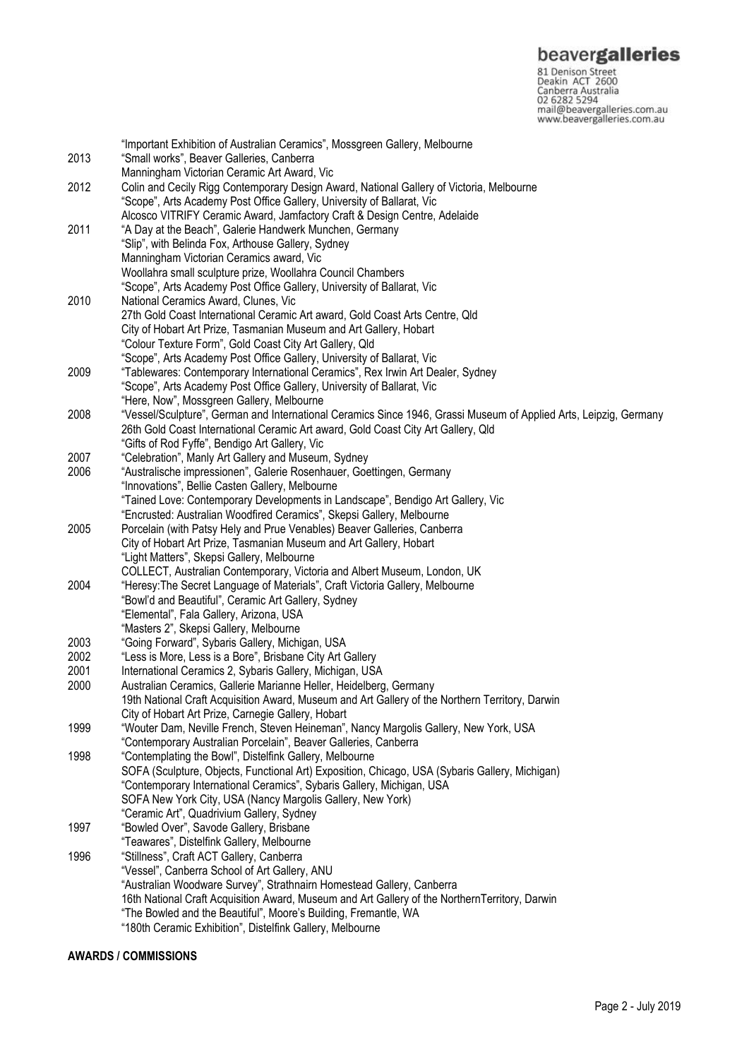| | |
|---|---|
| | "Important Exhibition of Australian Ceramics", Mossgreen Gallery, Melbourne |
| 2013 | "Small works", Beaver Galleries, Canberra |
| | Manningham Victorian Ceramic Art Award, Vic |
| 2012 | Colin and Cecily Rigg Contemporary Design Award, National Gallery of Victoria, Melbourne |
| | "Scope", Arts Academy Post Office Gallery, University of Ballarat, Vic |
| | Alcosco VITRIFY Ceramic Award, Jamfactory Craft & Design Centre, Adelaide |
| 2011 | "A Day at the Beach", Galerie Handwerk Munchen, Germany |
| | "Slip", with Belinda Fox, Arthouse Gallery, Sydney |
| | Manningham Victorian Ceramics award, Vic |
| | Woollahra small sculpture prize, Woollahra Council Chambers |
| | "Scope", Arts Academy Post Office Gallery, University of Ballarat, Vic |
| 2010 | National Ceramics Award, Clunes, Vic |
| | 27th Gold Coast International Ceramic Art award, Gold Coast Arts Centre, Qld |
| | City of Hobart Art Prize, Tasmanian Museum and Art Gallery, Hobart |
| | "Colour Texture Form", Gold Coast City Art Gallery, Qld |
| | "Scope", Arts Academy Post Office Gallery, University of Ballarat, Vic |
| 2009 | "Tablewares: Contemporary International Ceramics", Rex Irwin Art Dealer, Sydney |
| | "Scope", Arts Academy Post Office Gallery, University of Ballarat, Vic |
| | "Here, Now", Mossgreen Gallery, Melbourne |
| 2008 | "Vessel/Sculpture", German and International Ceramics Since 1946, Grassi Museum of Applied Arts, Leipzig, Germany |
| | 26th Gold Coast International Ceramic Art award, Gold Coast City Art Gallery, Qld |
| | "Gifts of Rod Fyffe", Bendigo Art Gallery, Vic |
| 2007 | "Celebration", Manly Art Gallery and Museum, Sydney |
| 2006 | "Australische impressionen", Galerie Rosenhauer, Goettingen, Germany |
| | "Innovations", Bellie Casten Gallery, Melbourne |
| | "Tained Love: Contemporary Developments in Landscape", Bendigo Art Gallery, Vic |
| | "Encrusted: Australian Woodfired Ceramics", Skepsi Gallery, Melbourne |
| 2005 | Porcelain (with Patsy Hely and Prue Venables) Beaver Galleries, Canberra |
| | City of Hobart Art Prize, Tasmanian Museum and Art Gallery, Hobart |
| | "Light Matters", Skepsi Gallery, Melbourne |
| | COLLECT, Australian Contemporary, Victoria and Albert Museum, London, UK |
| 2004 | "Heresy:The Secret Language of Materials", Craft Victoria Gallery, Melbourne |
| | "Bowl'd and Beautiful", Ceramic Art Gallery, Sydney |
| | "Elemental", Fala Gallery, Arizona, USA |
| | "Masters 2", Skepsi Gallery, Melbourne |
| 2003 | "Going Forward", Sybaris Gallery, Michigan, USA |
| 2002 | "Less is More, Less is a Bore", Brisbane City Art Gallery |
| 2001 | International Ceramics 2, Sybaris Gallery, Michigan, USA |
| 2000 | Australian Ceramics, Gallerie Marianne Heller, Heidelberg, Germany |
| | 19th National Craft Acquisition Award, Museum and Art Gallery of the Northern Territory, Darwin |
| | City of Hobart Art Prize, Carnegie Gallery, Hobart |
| 1999 | "Wouter Dam, Neville French, Steven Heineman", Nancy Margolis Gallery, New York, USA |
| | "Contemporary Australian Porcelain", Beaver Galleries, Canberra |
| 1998 | "Contemplating the Bowl", Distelfink Gallery, Melbourne |
| | SOFA (Sculpture, Objects, Functional Art) Exposition, Chicago, USA (Sybaris Gallery, Michigan) |
| | "Contemporary International Ceramics", Sybaris Gallery, Michigan, USA |
| | SOFA New York City, USA (Nancy Margolis Gallery, New York) |
| | "Ceramic Art", Quadrivium Gallery, Sydney |
| 1997 | "Bowled Over", Savode Gallery, Brisbane |
| | "Teawares", Distelfink Gallery, Melbourne |
| 1996 | "Stillness", Craft ACT Gallery, Canberra |
| | "Vessel", Canberra School of Art Gallery, ANU |
| | "Australian Woodware Survey", Strathnairn Homestead Gallery, Canberra |
| | 16th National Craft Acquisition Award, Museum and Art Gallery of the NorthernTerritory, Darwin |
| | "The Bowled and the Beautiful", Moore's Building, Fremantle, WA |
| | "180th Ceramic Exhibition", Distelfink Gallery, Melbourne |

**AWARDS / COMMISSIONS**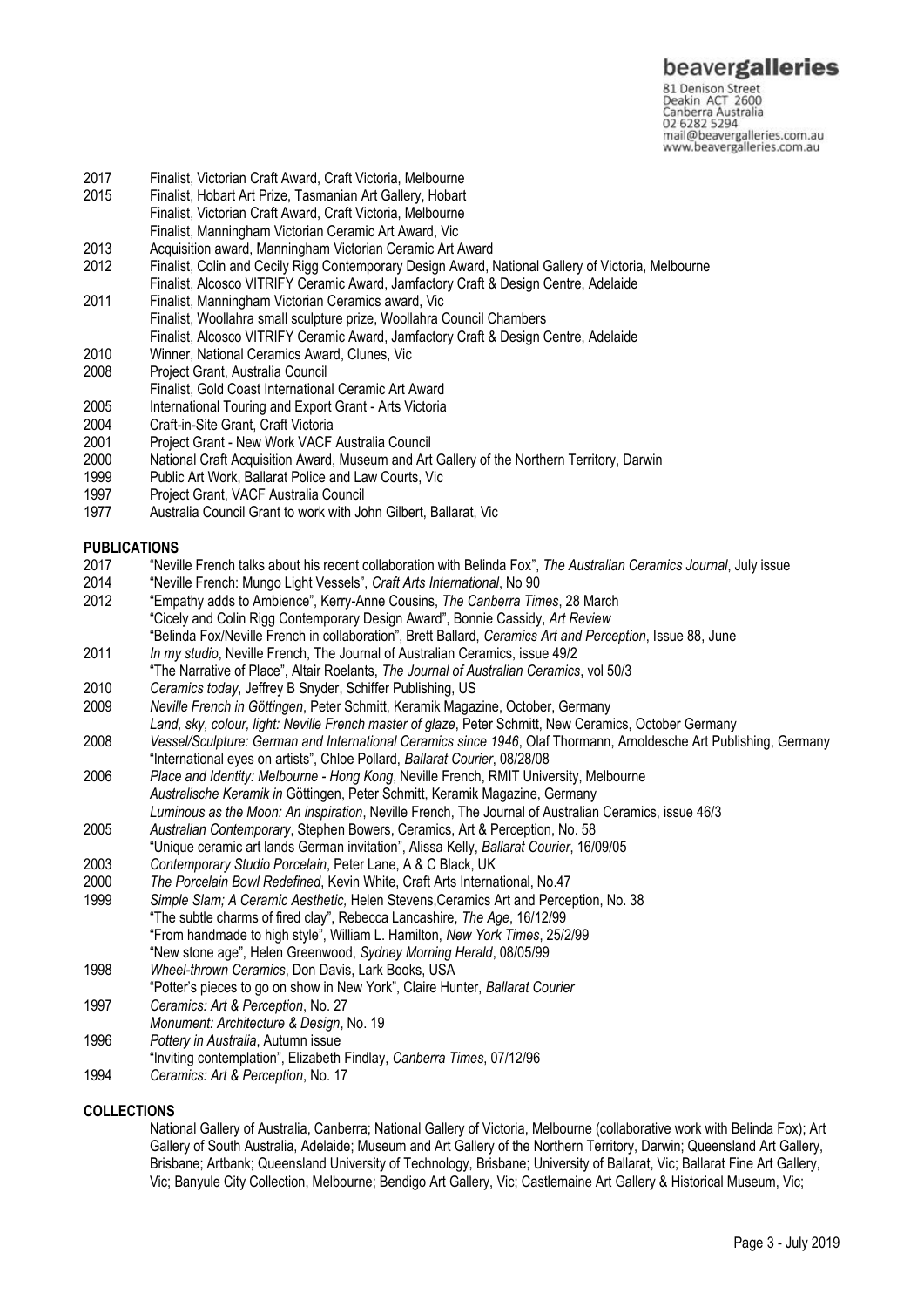2017 Finalist, Victorian Craft Award, Craft Victoria, Melbourne
2015 Finalist, Hobart Art Prize, Tasmanian Art Gallery, Hobart
Finalist, Victorian Craft Award, Craft Victoria, Melbourne
Finalist, Manningham Victorian Ceramic Art Award, Vic
2013 Acquisition award, Manningham Victorian Ceramic Art Award
2012 Finalist, Colin and Cecily Rigg Contemporary Design Award, National Gallery of Victoria, Melbourne
Finalist, Alcosco VITRIFY Ceramic Award, Jamfactory Craft & Design Centre, Adelaide
2011 Finalist, Manningham Victorian Ceramics award, Vic
Finalist, Woollahra small sculpture prize, Woollahra Council Chambers
Finalist, Alcosco VITRIFY Ceramic Award, Jamfactory Craft & Design Centre, Adelaide
2010 Winner, National Ceramics Award, Clunes, Vic
2008 Project Grant, Australia Council
Finalist, Gold Coast International Ceramic Art Award
2005 International Touring and Export Grant - Arts Victoria
2004 Craft-in-Site Grant, Craft Victoria
2001 Project Grant - New Work VACF Australia Council
2000 National Craft Acquisition Award, Museum and Art Gallery of the Northern Territory, Darwin
1999 Public Art Work, Ballarat Police and Law Courts, Vic
1997 Project Grant, VACF Australia Council
1977 Australia Council Grant to work with John Gilbert, Ballarat, Vic

**PUBLICATIONS**

2017 "Neville French talks about his recent collaboration with Belinda Fox", *The Australian Ceramics Journal*, July issue
2014 "Neville French: Mungo Light Vessels", *Craft Arts International*, No 90
2012 "Empathy adds to Ambience", Kerry-Anne Cousins, *The Canberra Times*, 28 March
"Cicely and Colin Rigg Contemporary Design Award", Bonnie Cassidy, *Art Review*
"Belinda Fox/Neville French in collaboration", Brett Ballard, *Ceramics Art and Perception*, Issue 88, June
2011 *In my studio*, Neville French, The Journal of Australian Ceramics, issue 49/2
"The Narrative of Place", Altair Roelants, *The Journal of Australian Ceramics*, vol 50/3
2010 *Ceramics today*, Jeffrey B Snyder, Schiffer Publishing, US
2009 *Neville French in Göttingen*, Peter Schmitt, Keramik Magazine, October, Germany
*Land, sky, colour, light: Neville French master of glaze*, Peter Schmitt, New Ceramics, October Germany
2008 *Vessel/Sculpture: German and International Ceramics since 1946*, Olaf Thormann, Arnoldesche Art Publishing, Germany
"International eyes on artists", Chloe Pollard, *Ballarat Courier*, 08/28/08
2006 *Place and Identity: Melbourne - Hong Kong*, Neville French, RMIT University, Melbourne
*Australische Keramik in* Göttingen, Peter Schmitt, Keramik Magazine, Germany
*Luminous as the Moon: An inspiration*, Neville French, The Journal of Australian Ceramics, issue 46/3
2005 *Australian Contemporary*, Stephen Bowers, Ceramics, Art & Perception, No. 58
"Unique ceramic art lands German invitation", Alissa Kelly, *Ballarat Courier*, 16/09/05
2003 *Contemporary Studio Porcelain*, Peter Lane, A & C Black, UK
2000 *The Porcelain Bowl Redefined*, Kevin White, Craft Arts International, No.47
1999 *Simple Slam; A Ceramic Aesthetic,* Helen Stevens,Ceramics Art and Perception, No. 38
"The subtle charms of fired clay", Rebecca Lancashire, *The Age*, 16/12/99
"From handmade to high style", William L. Hamilton, *New York Times*, 25/2/99
"New stone age", Helen Greenwood, *Sydney Morning Herald*, 08/05/99
1998 *Wheel-thrown Ceramics*, Don Davis, Lark Books, USA
"Potter's pieces to go on show in New York", Claire Hunter, *Ballarat Courier*
1997 *Ceramics: Art & Perception*, No. 27
*Monument: Architecture & Design*, No. 19
1996 *Pottery in Australia*, Autumn issue
"Inviting contemplation", Elizabeth Findlay, *Canberra Times*, 07/12/96
1994 *Ceramics: Art & Perception*, No. 17

**COLLECTIONS**

National Gallery of Australia, Canberra; National Gallery of Victoria, Melbourne (collaborative work with Belinda Fox); Art Gallery of South Australia, Adelaide; Museum and Art Gallery of the Northern Territory, Darwin; Queensland Art Gallery, Brisbane; Artbank; Queensland University of Technology, Brisbane; University of Ballarat, Vic; Ballarat Fine Art Gallery, Vic; Banyule City Collection, Melbourne; Bendigo Art Gallery, Vic; Castlemaine Art Gallery & Historical Museum, Vic;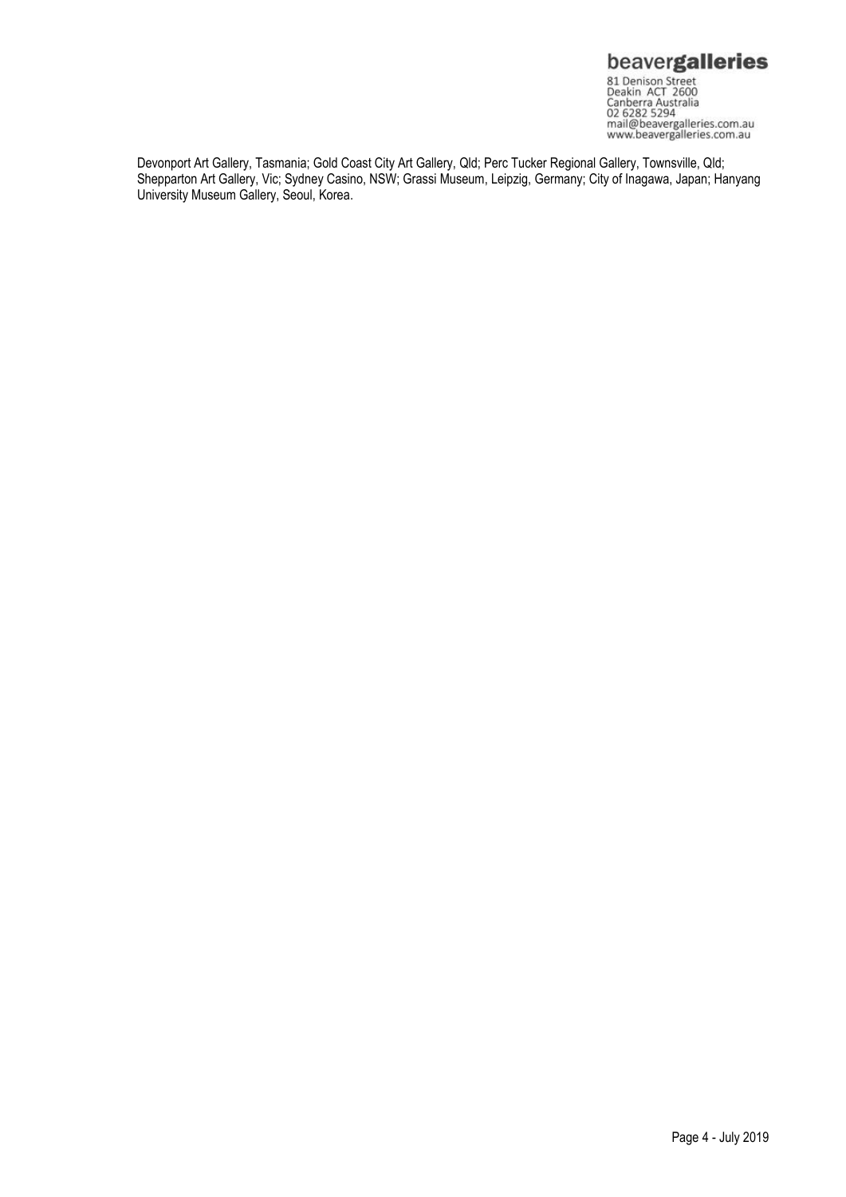Devonport Art Gallery, Tasmania; Gold Coast City Art Gallery, Qld; Perc Tucker Regional Gallery, Townsville, Qld; Shepparton Art Gallery, Vic; Sydney Casino, NSW; Grassi Museum, Leipzig, Germany; City of Inagawa, Japan; Hanyang University Museum Gallery, Seoul, Korea.